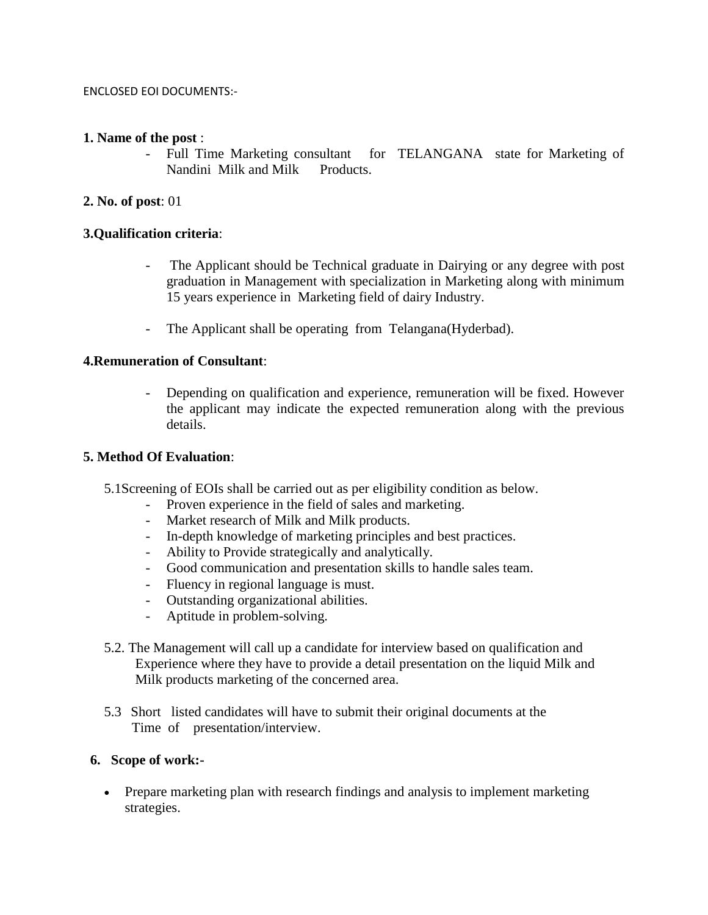ENCLOSED EOI DOCUMENTS:-

**1. Name of the post** :

- Full Time Marketing consultant for TELANGANA state for Marketing of Nandini Milk and Milk Products.

**2. No. of post**: 01

**3.Qualification criteria**:

- The Applicant should be Technical graduate in Dairying or any degree with post graduation in Management with specialization in Marketing along with minimum 15 years experience in Marketing field of dairy Industry.
- The Applicant shall be operating from Telangana(Hyderbad).

**4.Remuneration of Consultant**:

- Depending on qualification and experience, remuneration will be fixed. However the applicant may indicate the expected remuneration along with the previous details.

**5. Method Of Evaluation**:

5.1Screening of EOIs shall be carried out as per eligibility condition as below.

- Proven experience in the field of sales and marketing.
- Market research of Milk and Milk products.
- In-depth knowledge of marketing principles and best practices.
- Ability to Provide strategically and analytically.
- Good communication and presentation skills to handle sales team.
- Fluency in regional language is must.
- Outstanding organizational abilities.
- Aptitude in problem-solving.

5.2. The Management will call up a candidate for interview based on qualification and Experience where they have to provide a detail presentation on the liquid Milk and Milk products marketing of the concerned area.

5.3 Short listed candidates will have to submit their original documents at the Time of presentation/interview.

**6. Scope of work:-**

- Prepare marketing plan with research findings and analysis to implement marketing strategies.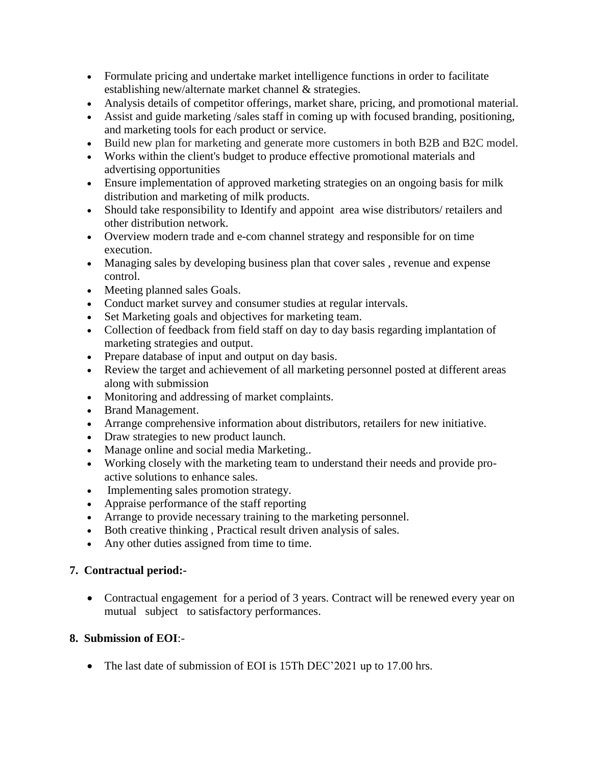- Formulate pricing and undertake market intelligence functions in order to facilitate establishing new/alternate market channel & strategies.
- Analysis details of competitor offerings, market share, pricing, and promotional material.
- Assist and guide marketing /sales staff in coming up with focused branding, positioning, and marketing tools for each product or service.
- Build new plan for marketing and generate more customers in both B2B and B2C model.
- Works within the client's budget to produce effective promotional materials and advertising opportunities
- Ensure implementation of approved marketing strategies on an ongoing basis for milk distribution and marketing of milk products.
- Should take responsibility to Identify and appoint area wise distributors/ retailers and other distribution network.
- Overview modern trade and e-com channel strategy and responsible for on time execution.
- Managing sales by developing business plan that cover sales , revenue and expense control.
- Meeting planned sales Goals.
- Conduct market survey and consumer studies at regular intervals.
- Set Marketing goals and objectives for marketing team.
- Collection of feedback from field staff on day to day basis regarding implantation of marketing strategies and output.
- Prepare database of input and output on day basis.
- Review the target and achievement of all marketing personnel posted at different areas along with submission
- Monitoring and addressing of market complaints.
- Brand Management.
- Arrange comprehensive information about distributors, retailers for new initiative.
- Draw strategies to new product launch.
- Manage online and social media Marketing..
- Working closely with the marketing team to understand their needs and provide pro-active solutions to enhance sales.
- Implementing sales promotion strategy.
- Appraise performance of the staff reporting
- Arrange to provide necessary training to the marketing personnel.
- Both creative thinking , Practical result driven analysis of sales.
- Any other duties assigned from time to time.

**7. Contractual period:-**

- Contractual engagement for a period of 3 years. Contract will be renewed every year on mutual subject to satisfactory performances.

**8. Submission of EOI**:-

- The last date of submission of EOI is 15Th DEC'2021 up to 17.00 hrs.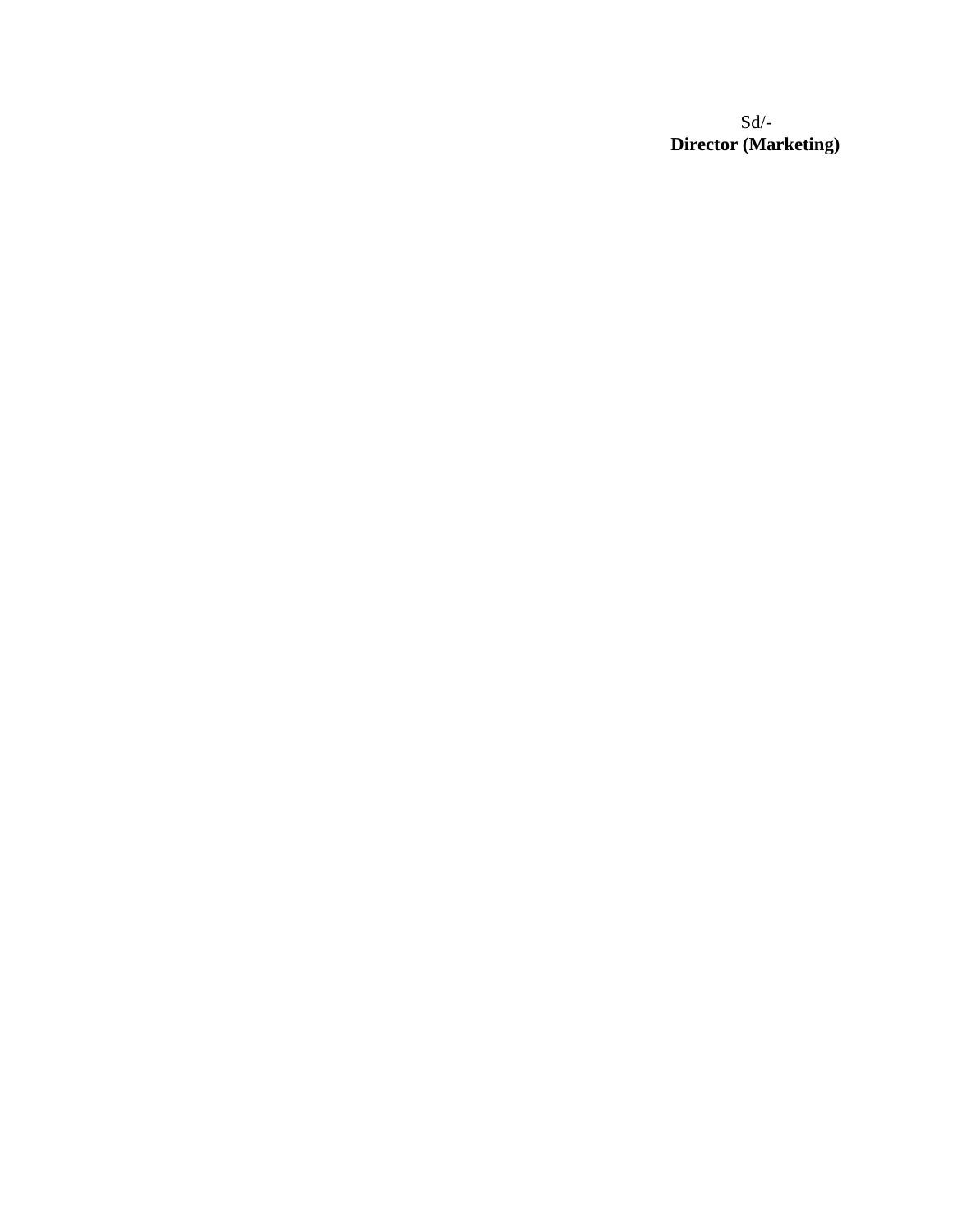Sd/-

**Director (Marketing)**